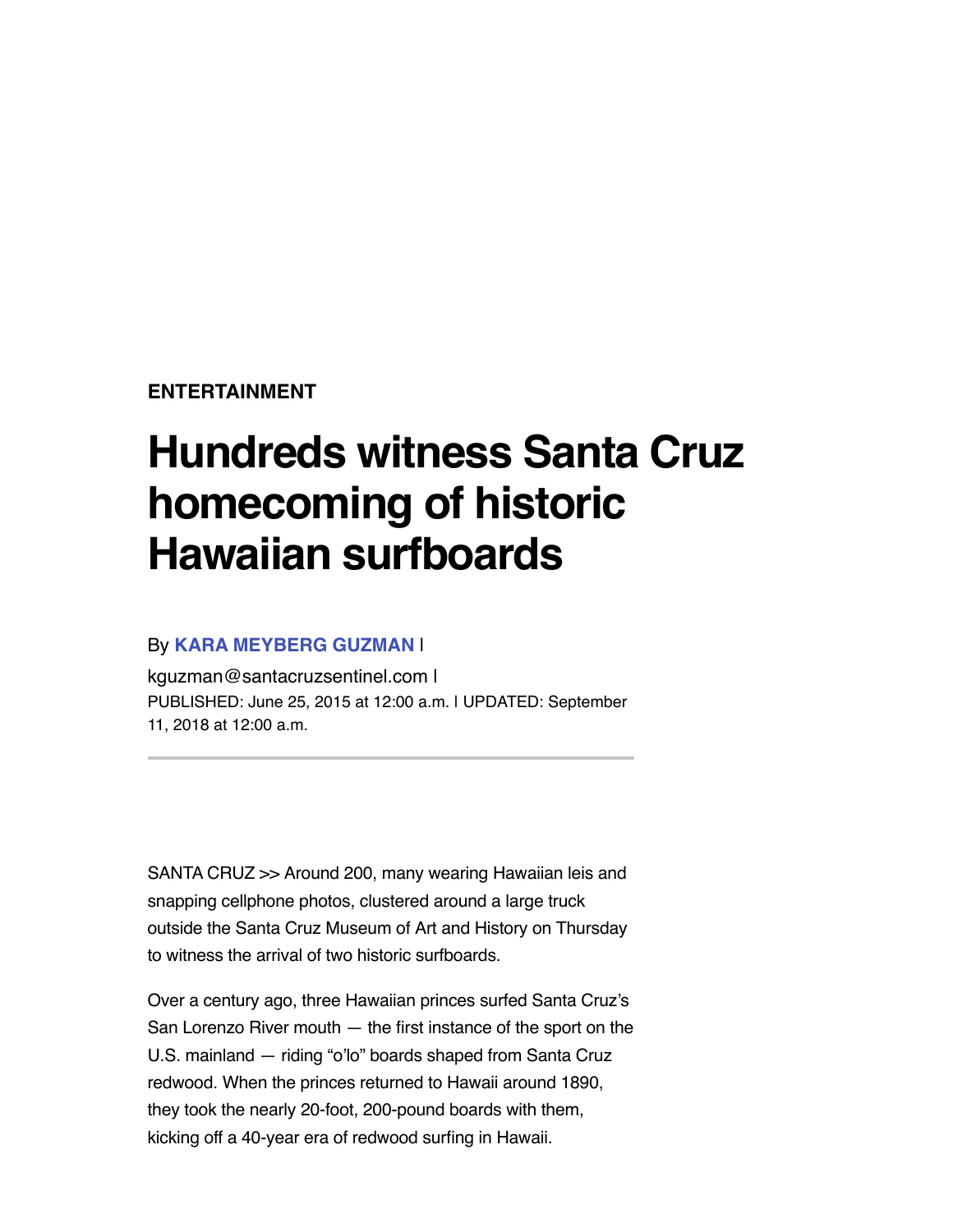ENTERTAINMENT

# Hundreds witness Santa Cruz homecoming of historic Hawaiian surfboards

By **KARA MEYBERG GUZMAN** |

kguzman@santacruzsentinel.com |

PUBLISHED: June 25, 2015 at 12:00 a.m. | UPDATED: September 11, 2018 at 12:00 a.m.

---

SANTA CRUZ >> Around 200, many wearing Hawaiian leis and snapping cellphone photos, clustered around a large truck outside the Santa Cruz Museum of Art and History on Thursday to witness the arrival of two historic surfboards.

Over a century ago, three Hawaiian princes surfed Santa Cruz's San Lorenzo River mouth — the first instance of the sport on the U.S. mainland — riding "o'lo" boards shaped from Santa Cruz redwood. When the princes returned to Hawaii around 1890, they took the nearly 20-foot, 200-pound boards with them, kicking off a 40-year era of redwood surfing in Hawaii.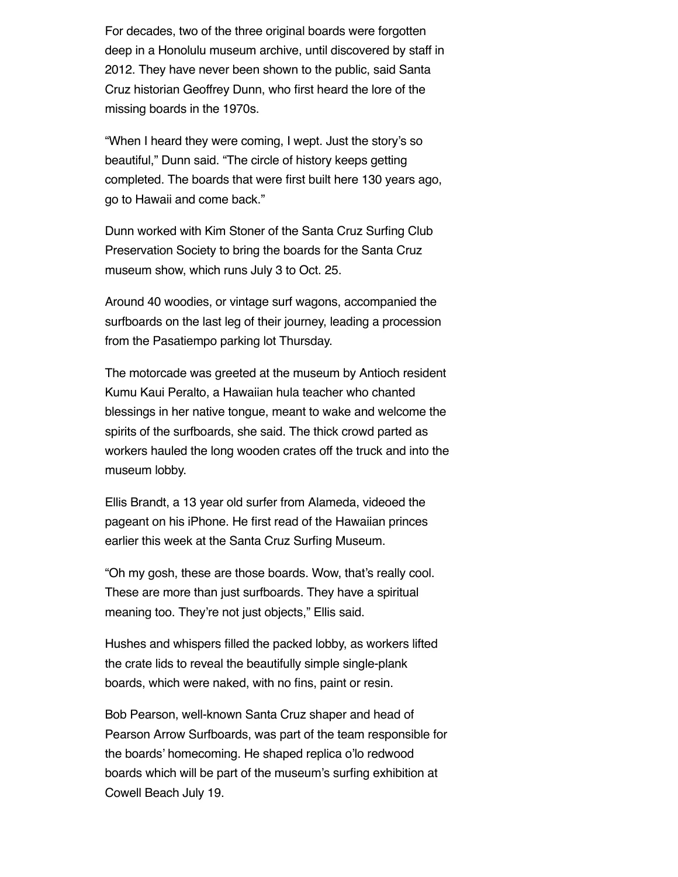For decades, two of the three original boards were forgotten deep in a Honolulu museum archive, until discovered by staff in 2012. They have never been shown to the public, said Santa Cruz historian Geoffrey Dunn, who first heard the lore of the missing boards in the 1970s.

"When I heard they were coming, I wept. Just the story's so beautiful," Dunn said. "The circle of history keeps getting completed. The boards that were first built here 130 years ago, go to Hawaii and come back."

Dunn worked with Kim Stoner of the Santa Cruz Surfing Club Preservation Society to bring the boards for the Santa Cruz museum show, which runs July 3 to Oct. 25.

Around 40 woodies, or vintage surf wagons, accompanied the surfboards on the last leg of their journey, leading a procession from the Pasatiempo parking lot Thursday.

The motorcade was greeted at the museum by Antioch resident Kumu Kaui Peralto, a Hawaiian hula teacher who chanted blessings in her native tongue, meant to wake and welcome the spirits of the surfboards, she said. The thick crowd parted as workers hauled the long wooden crates off the truck and into the museum lobby.

Ellis Brandt, a 13 year old surfer from Alameda, videoed the pageant on his iPhone. He first read of the Hawaiian princes earlier this week at the Santa Cruz Surfing Museum.

"Oh my gosh, these are those boards. Wow, that's really cool. These are more than just surfboards. They have a spiritual meaning too. They're not just objects," Ellis said.

Hushes and whispers filled the packed lobby, as workers lifted the crate lids to reveal the beautifully simple single-plank boards, which were naked, with no fins, paint or resin.

Bob Pearson, well-known Santa Cruz shaper and head of Pearson Arrow Surfboards, was part of the team responsible for the boards' homecoming. He shaped replica o'lo redwood boards which will be part of the museum's surfing exhibition at Cowell Beach July 19.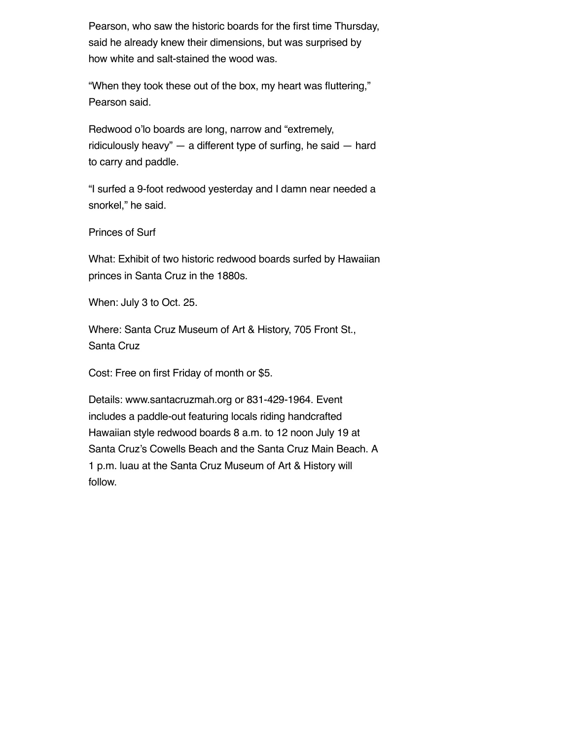Pearson, who saw the historic boards for the first time Thursday, said he already knew their dimensions, but was surprised by how white and salt-stained the wood was.

“When they took these out of the box, my heart was fluttering,” Pearson said.

Redwood o’lo boards are long, narrow and “extremely, ridiculously heavy” — a different type of surfing, he said — hard to carry and paddle.

“I surfed a 9-foot redwood yesterday and I damn near needed a snorkel,” he said.

Princes of Surf

What: Exhibit of two historic redwood boards surfed by Hawaiian princes in Santa Cruz in the 1880s.

When: July 3 to Oct. 25.

Where: Santa Cruz Museum of Art & History, 705 Front St., Santa Cruz

Cost: Free on first Friday of month or $5.

Details: www.santacruzmah.org or 831-429-1964. Event includes a paddle-out featuring locals riding handcrafted Hawaiian style redwood boards 8 a.m. to 12 noon July 19 at Santa Cruz’s Cowells Beach and the Santa Cruz Main Beach. A 1 p.m. luau at the Santa Cruz Museum of Art & History will follow.